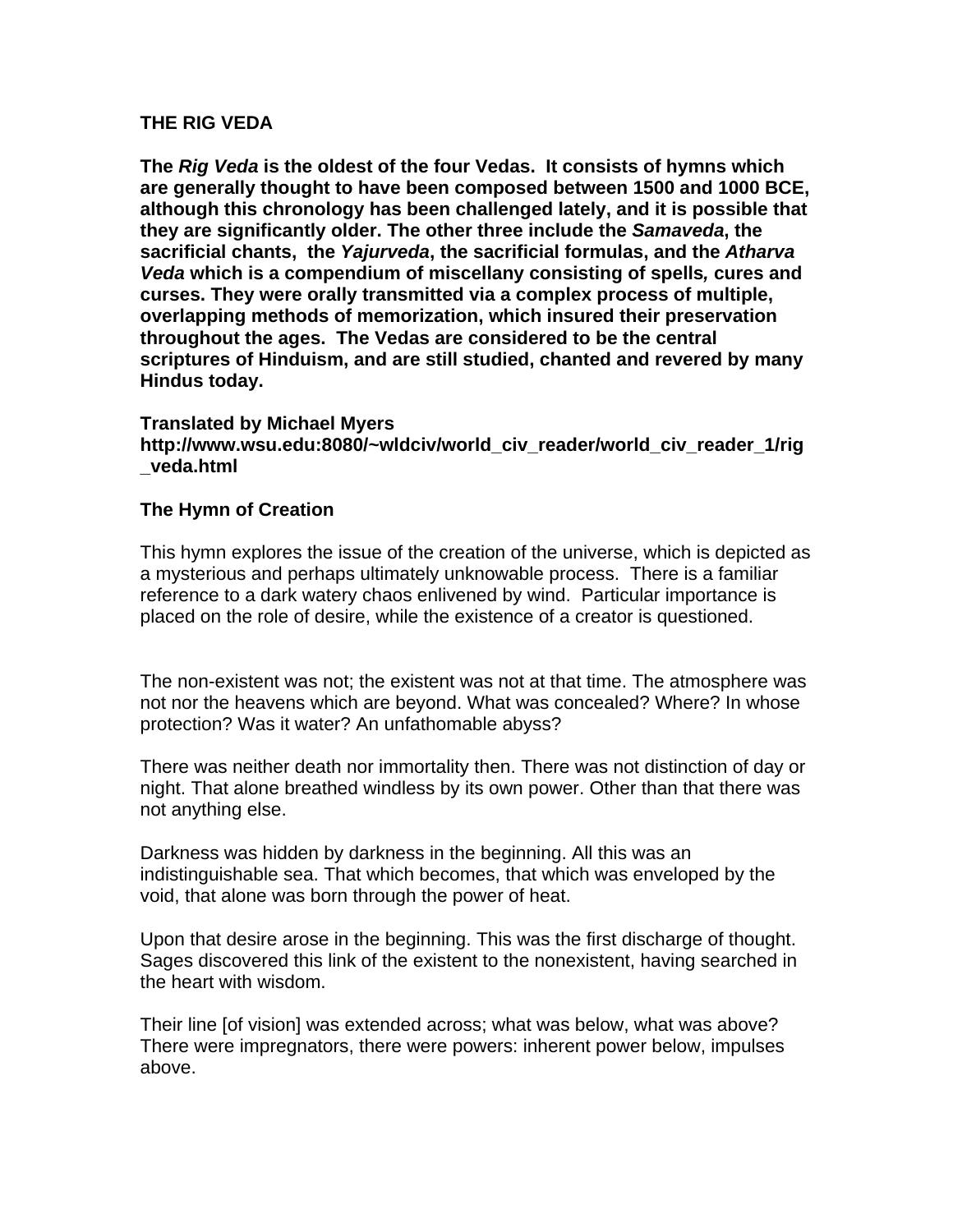# THE RIG VEDA

**The *Rig Veda* is the oldest of the four Vedas. It consists of hymns which are generally thought to have been composed between 1500 and 1000 BCE, although this chronology has been challenged lately, and it is possible that they are significantly older. The other three include the *Samaveda*, the sacrificial chants, the *Yajurveda*, the sacrificial formulas, and the *Atharva Veda* which is a compendium of miscellany consisting of spells*,* cures and curses. They were orally transmitted via a complex process of multiple, overlapping methods of memorization, which insured their preservation throughout the ages. The Vedas are considered to be the central scriptures of Hinduism, and are still studied, chanted and revered by many Hindus today.**

**Translated by Michael Myers**
**http://www.wsu.edu:8080/~wldciv/world_civ_reader/world_civ_reader_1/rig_veda.html**

## The Hymn of Creation

This hymn explores the issue of the creation of the universe, which is depicted as a mysterious and perhaps ultimately unknowable process. There is a familiar reference to a dark watery chaos enlivened by wind. Particular importance is placed on the role of desire, while the existence of a creator is questioned.

The non-existent was not; the existent was not at that time. The atmosphere was not nor the heavens which are beyond. What was concealed? Where? In whose protection? Was it water? An unfathomable abyss?

There was neither death nor immortality then. There was not distinction of day or night. That alone breathed windless by its own power. Other than that there was not anything else.

Darkness was hidden by darkness in the beginning. All this was an indistinguishable sea. That which becomes, that which was enveloped by the void, that alone was born through the power of heat.

Upon that desire arose in the beginning. This was the first discharge of thought. Sages discovered this link of the existent to the nonexistent, having searched in the heart with wisdom.

Their line [of vision] was extended across; what was below, what was above? There were impregnators, there were powers: inherent power below, impulses above.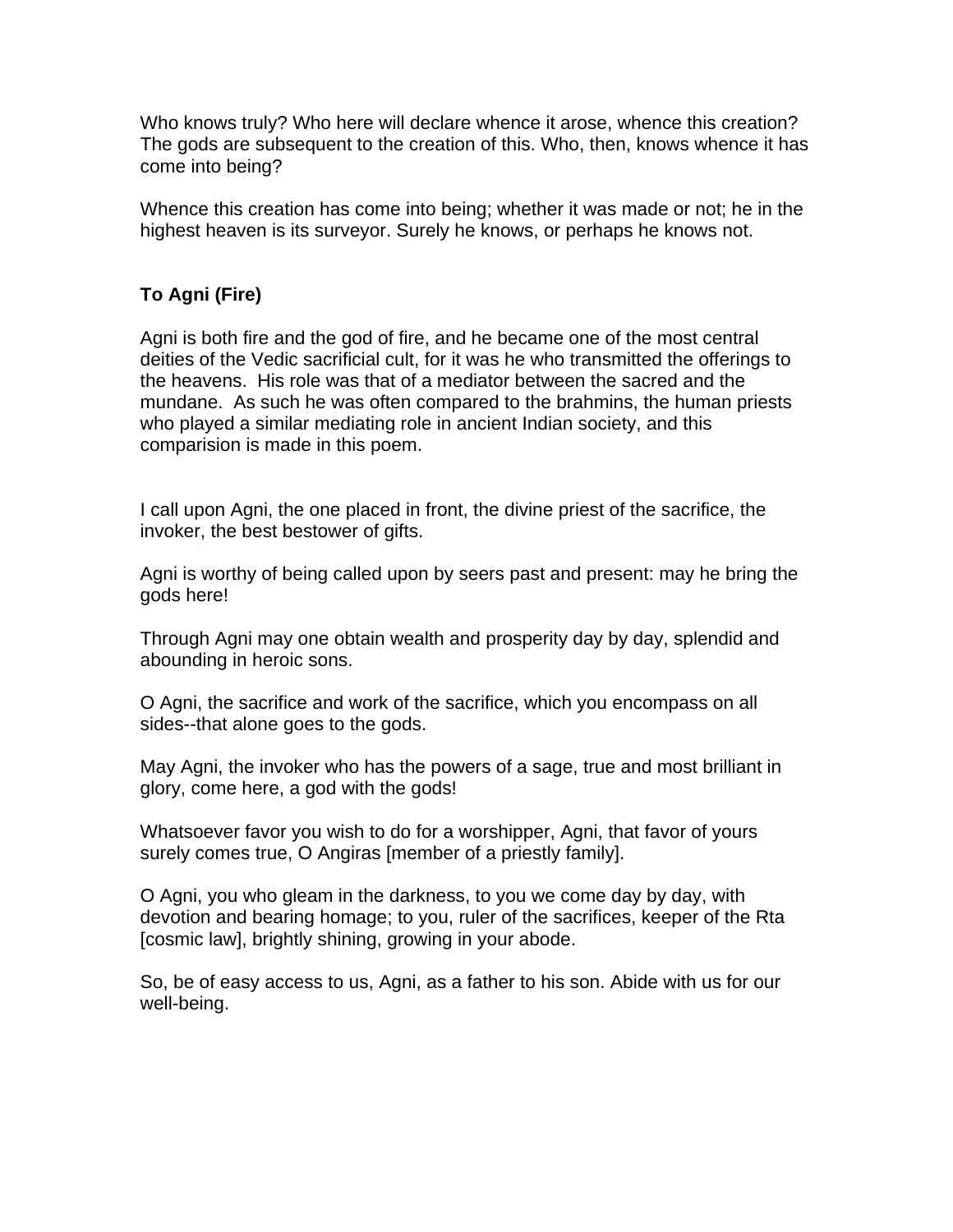Who knows truly? Who here will declare whence it arose, whence this creation? The gods are subsequent to the creation of this. Who, then, knows whence it has come into being?

Whence this creation has come into being; whether it was made or not; he in the highest heaven is its surveyor. Surely he knows, or perhaps he knows not.

### To Agni (Fire)

Agni is both fire and the god of fire, and he became one of the most central deities of the Vedic sacrificial cult, for it was he who transmitted the offerings to the heavens. His role was that of a mediator between the sacred and the mundane. As such he was often compared to the brahmins, the human priests who played a similar mediating role in ancient Indian society, and this comparision is made in this poem.

I call upon Agni, the one placed in front, the divine priest of the sacrifice, the invoker, the best bestower of gifts.

Agni is worthy of being called upon by seers past and present: may he bring the gods here!

Through Agni may one obtain wealth and prosperity day by day, splendid and abounding in heroic sons.

O Agni, the sacrifice and work of the sacrifice, which you encompass on all sides--that alone goes to the gods.

May Agni, the invoker who has the powers of a sage, true and most brilliant in glory, come here, a god with the gods!

Whatsoever favor you wish to do for a worshipper, Agni, that favor of yours surely comes true, O Angiras [member of a priestly family].

O Agni, you who gleam in the darkness, to you we come day by day, with devotion and bearing homage; to you, ruler of the sacrifices, keeper of the Rta [cosmic law], brightly shining, growing in your abode.

So, be of easy access to us, Agni, as a father to his son. Abide with us for our well-being.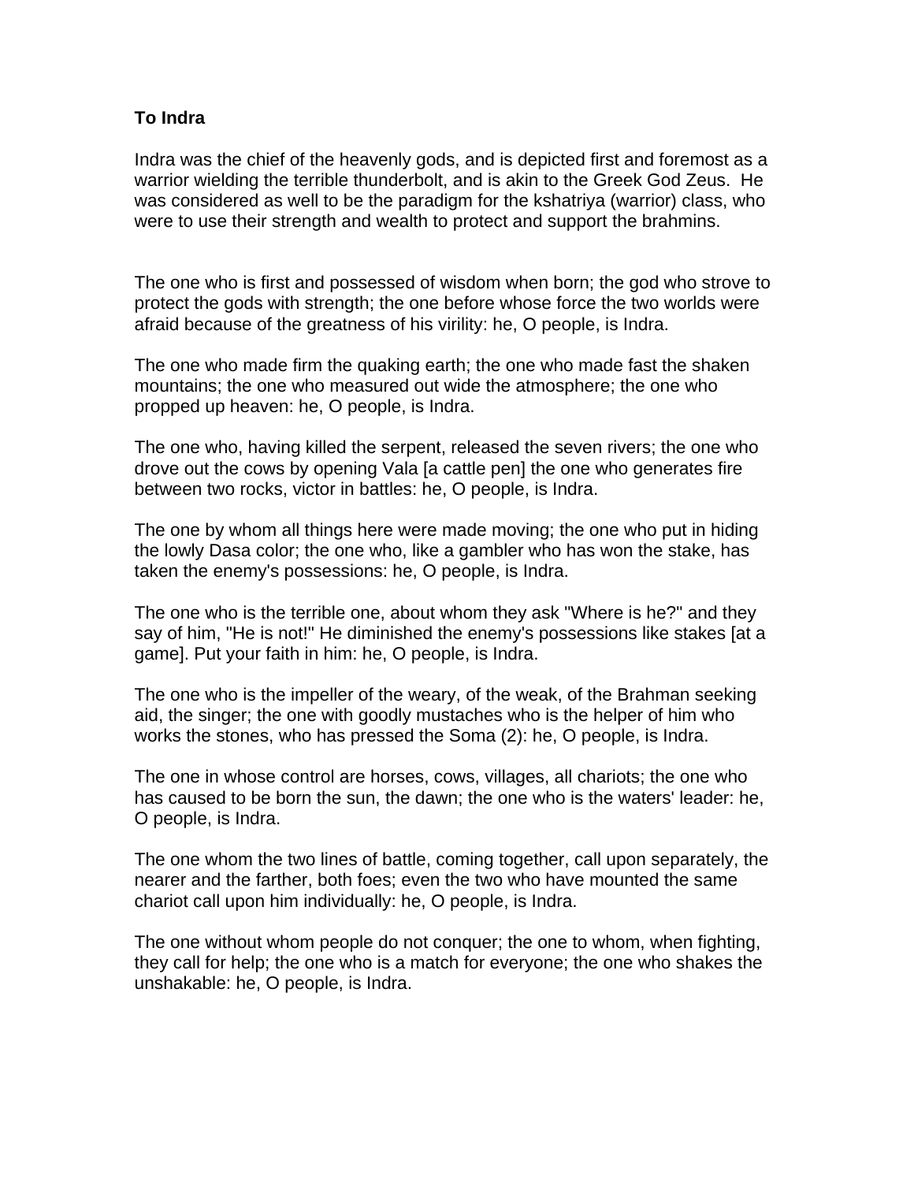**To Indra**

Indra was the chief of the heavenly gods, and is depicted first and foremost as a warrior wielding the terrible thunderbolt, and is akin to the Greek God Zeus. He was considered as well to be the paradigm for the kshatriya (warrior) class, who were to use their strength and wealth to protect and support the brahmins.

The one who is first and possessed of wisdom when born; the god who strove to protect the gods with strength; the one before whose force the two worlds were afraid because of the greatness of his virility: he, O people, is Indra.

The one who made firm the quaking earth; the one who made fast the shaken mountains; the one who measured out wide the atmosphere; the one who propped up heaven: he, O people, is Indra.

The one who, having killed the serpent, released the seven rivers; the one who drove out the cows by opening Vala [a cattle pen] the one who generates fire between two rocks, victor in battles: he, O people, is Indra.

The one by whom all things here were made moving; the one who put in hiding the lowly Dasa color; the one who, like a gambler who has won the stake, has taken the enemy's possessions: he, O people, is Indra.

The one who is the terrible one, about whom they ask "Where is he?" and they say of him, "He is not!" He diminished the enemy's possessions like stakes [at a game]. Put your faith in him: he, O people, is Indra.

The one who is the impeller of the weary, of the weak, of the Brahman seeking aid, the singer; the one with goodly mustaches who is the helper of him who works the stones, who has pressed the Soma (2): he, O people, is Indra.

The one in whose control are horses, cows, villages, all chariots; the one who has caused to be born the sun, the dawn; the one who is the waters' leader: he, O people, is Indra.

The one whom the two lines of battle, coming together, call upon separately, the nearer and the farther, both foes; even the two who have mounted the same chariot call upon him individually: he, O people, is Indra.

The one without whom people do not conquer; the one to whom, when fighting, they call for help; the one who is a match for everyone; the one who shakes the unshakable: he, O people, is Indra.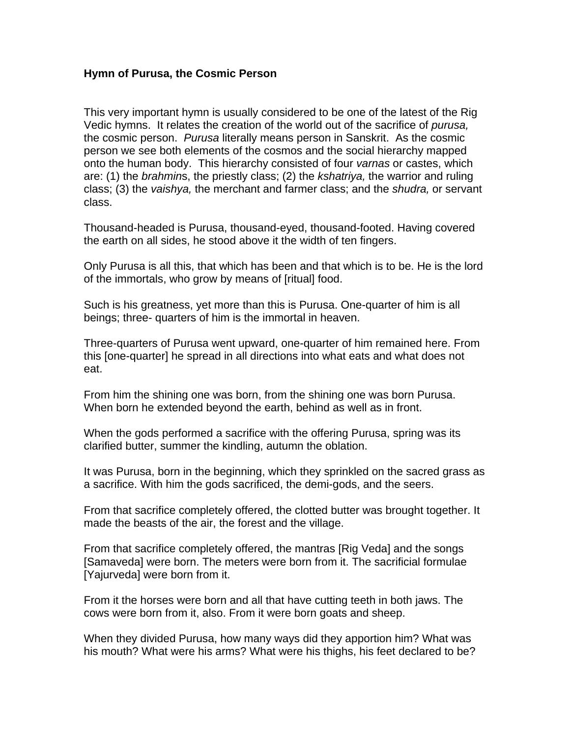**Hymn of Purusa, the Cosmic Person**

This very important hymn is usually considered to be one of the latest of the Rig Vedic hymns. It relates the creation of the world out of the sacrifice of *purusa,* the cosmic person. *Purusa* literally means person in Sanskrit. As the cosmic person we see both elements of the cosmos and the social hierarchy mapped onto the human body. This hierarchy consisted of four *varnas* or castes, which are: (1) the *brahmin*s, the priestly class; (2) the *kshatriya,* the warrior and ruling class; (3) the *vaishya,* the merchant and farmer class; and the *shudra,* or servant class.

Thousand-headed is Purusa, thousand-eyed, thousand-footed. Having covered the earth on all sides, he stood above it the width of ten fingers.

Only Purusa is all this, that which has been and that which is to be. He is the lord of the immortals, who grow by means of [ritual] food.

Such is his greatness, yet more than this is Purusa. One-quarter of him is all beings; three- quarters of him is the immortal in heaven.

Three-quarters of Purusa went upward, one-quarter of him remained here. From this [one-quarter] he spread in all directions into what eats and what does not eat.

From him the shining one was born, from the shining one was born Purusa. When born he extended beyond the earth, behind as well as in front.

When the gods performed a sacrifice with the offering Purusa, spring was its clarified butter, summer the kindling, autumn the oblation.

It was Purusa, born in the beginning, which they sprinkled on the sacred grass as a sacrifice. With him the gods sacrificed, the demi-gods, and the seers.

From that sacrifice completely offered, the clotted butter was brought together. It made the beasts of the air, the forest and the village.

From that sacrifice completely offered, the mantras [Rig Veda] and the songs [Samaveda] were born. The meters were born from it. The sacrificial formulae [Yajurveda] were born from it.

From it the horses were born and all that have cutting teeth in both jaws. The cows were born from it, also. From it were born goats and sheep.

When they divided Purusa, how many ways did they apportion him? What was his mouth? What were his arms? What were his thighs, his feet declared to be?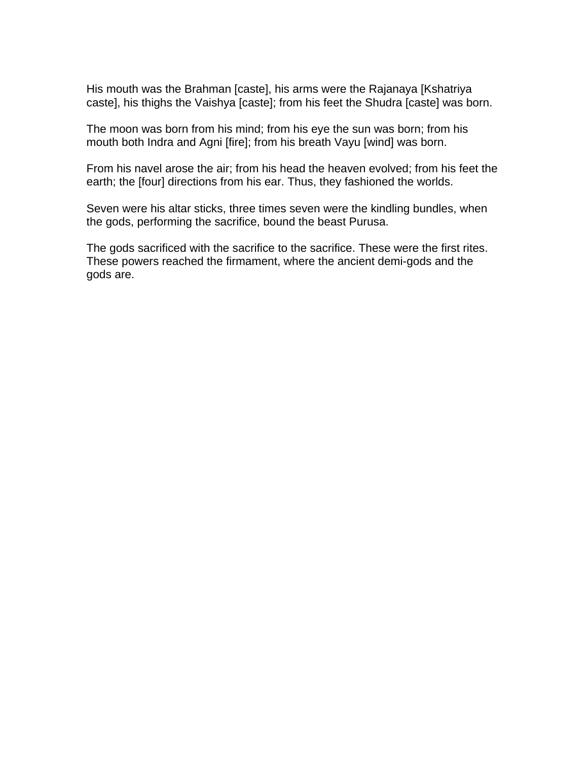His mouth was the Brahman [caste], his arms were the Rajanaya [Kshatriya caste], his thighs the Vaishya [caste]; from his feet the Shudra [caste] was born.

The moon was born from his mind; from his eye the sun was born; from his mouth both Indra and Agni [fire]; from his breath Vayu [wind] was born.

From his navel arose the air; from his head the heaven evolved; from his feet the earth; the [four] directions from his ear. Thus, they fashioned the worlds.

Seven were his altar sticks, three times seven were the kindling bundles, when the gods, performing the sacrifice, bound the beast Purusa.

The gods sacrificed with the sacrifice to the sacrifice. These were the first rites. These powers reached the firmament, where the ancient demi-gods and the gods are.